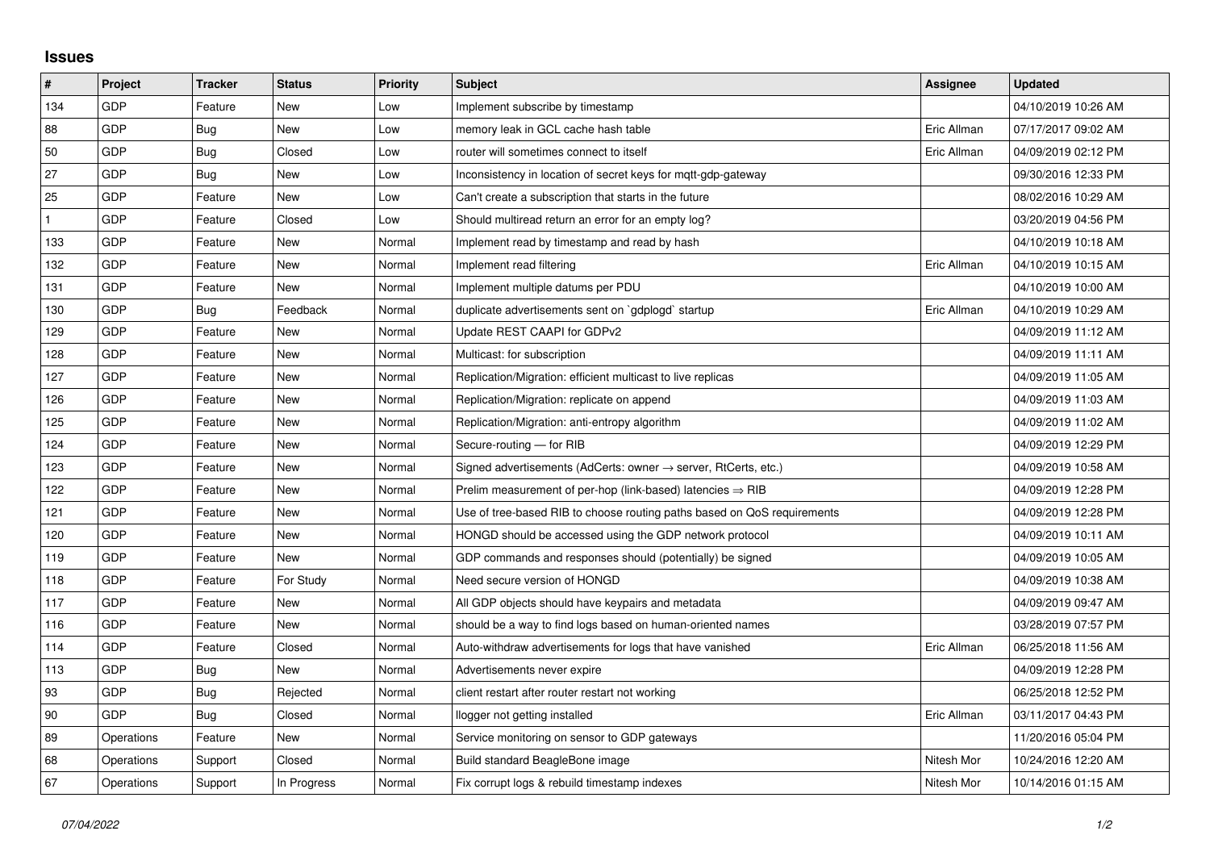## Issues

| # | Project | Tracker | Status | Priority | Subject | Assignee | Updated |
|---|---|---|---|---|---|---|---|
| 134 | GDP | Feature | New | Low | Implement subscribe by timestamp | | 04/10/2019 10:26 AM |
| 88 | GDP | Bug | New | Low | memory leak in GCL cache hash table | Eric Allman | 07/17/2017 09:02 AM |
| 50 | GDP | Bug | Closed | Low | router will sometimes connect to itself | Eric Allman | 04/09/2019 02:12 PM |
| 27 | GDP | Bug | New | Low | Inconsistency in location of secret keys for mqtt-gdp-gateway | | 09/30/2016 12:33 PM |
| 25 | GDP | Feature | New | Low | Can't create a subscription that starts in the future | | 08/02/2016 10:29 AM |
| 1 | GDP | Feature | Closed | Low | Should multiread return an error for an empty log? | | 03/20/2019 04:56 PM |
| 133 | GDP | Feature | New | Normal | Implement read by timestamp and read by hash | | 04/10/2019 10:18 AM |
| 132 | GDP | Feature | New | Normal | Implement read filtering | Eric Allman | 04/10/2019 10:15 AM |
| 131 | GDP | Feature | New | Normal | Implement multiple datums per PDU | | 04/10/2019 10:00 AM |
| 130 | GDP | Bug | Feedback | Normal | duplicate advertisements sent on `gdplogd` startup | Eric Allman | 04/10/2019 10:29 AM |
| 129 | GDP | Feature | New | Normal | Update REST CAAPI for GDPv2 | | 04/09/2019 11:12 AM |
| 128 | GDP | Feature | New | Normal | Multicast: for subscription | | 04/09/2019 11:11 AM |
| 127 | GDP | Feature | New | Normal | Replication/Migration: efficient multicast to live replicas | | 04/09/2019 11:05 AM |
| 126 | GDP | Feature | New | Normal | Replication/Migration: replicate on append | | 04/09/2019 11:03 AM |
| 125 | GDP | Feature | New | Normal | Replication/Migration: anti-entropy algorithm | | 04/09/2019 11:02 AM |
| 124 | GDP | Feature | New | Normal | Secure-routing — for RIB | | 04/09/2019 12:29 PM |
| 123 | GDP | Feature | New | Normal | Signed advertisements (AdCerts: owner → server, RtCerts, etc.) | | 04/09/2019 10:58 AM |
| 122 | GDP | Feature | New | Normal | Prelim measurement of per-hop (link-based) latencies ⇒ RIB | | 04/09/2019 12:28 PM |
| 121 | GDP | Feature | New | Normal | Use of tree-based RIB to choose routing paths based on QoS requirements | | 04/09/2019 12:28 PM |
| 120 | GDP | Feature | New | Normal | HONGD should be accessed using the GDP network protocol | | 04/09/2019 10:11 AM |
| 119 | GDP | Feature | New | Normal | GDP commands and responses should (potentially) be signed | | 04/09/2019 10:05 AM |
| 118 | GDP | Feature | For Study | Normal | Need secure version of HONGD | | 04/09/2019 10:38 AM |
| 117 | GDP | Feature | New | Normal | All GDP objects should have keypairs and metadata | | 04/09/2019 09:47 AM |
| 116 | GDP | Feature | New | Normal | should be a way to find logs based on human-oriented names | | 03/28/2019 07:57 PM |
| 114 | GDP | Feature | Closed | Normal | Auto-withdraw advertisements for logs that have vanished | Eric Allman | 06/25/2018 11:56 AM |
| 113 | GDP | Bug | New | Normal | Advertisements never expire | | 04/09/2019 12:28 PM |
| 93 | GDP | Bug | Rejected | Normal | client restart after router restart not working | | 06/25/2018 12:52 PM |
| 90 | GDP | Bug | Closed | Normal | llogger not getting installed | Eric Allman | 03/11/2017 04:43 PM |
| 89 | Operations | Feature | New | Normal | Service monitoring on sensor to GDP gateways | | 11/20/2016 05:04 PM |
| 68 | Operations | Support | Closed | Normal | Build standard BeagleBone image | Nitesh Mor | 10/24/2016 12:20 AM |
| 67 | Operations | Support | In Progress | Normal | Fix corrupt logs & rebuild timestamp indexes | Nitesh Mor | 10/14/2016 01:15 AM |

*07/04/2022*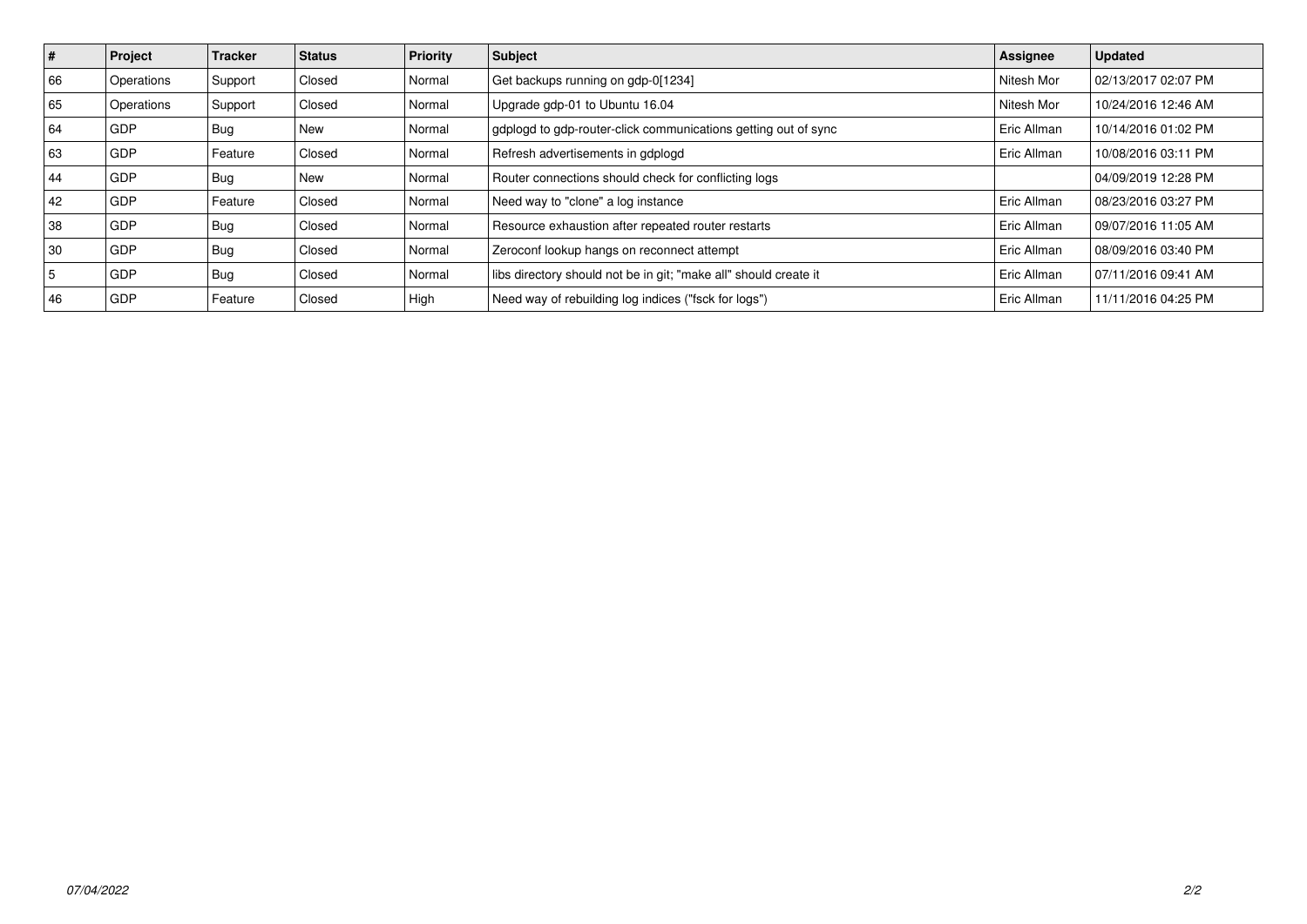| # | Project | Tracker | Status | Priority | Subject | Assignee | Updated |
|---|---|---|---|---|---|---|---|
| 66 | Operations | Support | Closed | Normal | Get backups running on gdp-0[1234] | Nitesh Mor | 02/13/2017 02:07 PM |
| 65 | Operations | Support | Closed | Normal | Upgrade gdp-01 to Ubuntu 16.04 | Nitesh Mor | 10/24/2016 12:46 AM |
| 64 | GDP | Bug | New | Normal | gdplogd to gdp-router-click communications getting out of sync | Eric Allman | 10/14/2016 01:02 PM |
| 63 | GDP | Feature | Closed | Normal | Refresh advertisements in gdplogd | Eric Allman | 10/08/2016 03:11 PM |
| 44 | GDP | Bug | New | Normal | Router connections should check for conflicting logs | | 04/09/2019 12:28 PM |
| 42 | GDP | Feature | Closed | Normal | Need way to "clone" a log instance | Eric Allman | 08/23/2016 03:27 PM |
| 38 | GDP | Bug | Closed | Normal | Resource exhaustion after repeated router restarts | Eric Allman | 09/07/2016 11:05 AM |
| 30 | GDP | Bug | Closed | Normal | Zeroconf lookup hangs on reconnect attempt | Eric Allman | 08/09/2016 03:40 PM |
| 5 | GDP | Bug | Closed | Normal | libs directory should not be in git; "make all" should create it | Eric Allman | 07/11/2016 09:41 AM |
| 46 | GDP | Feature | Closed | High | Need way of rebuilding log indices ("fsck for logs") | Eric Allman | 11/11/2016 04:25 PM |